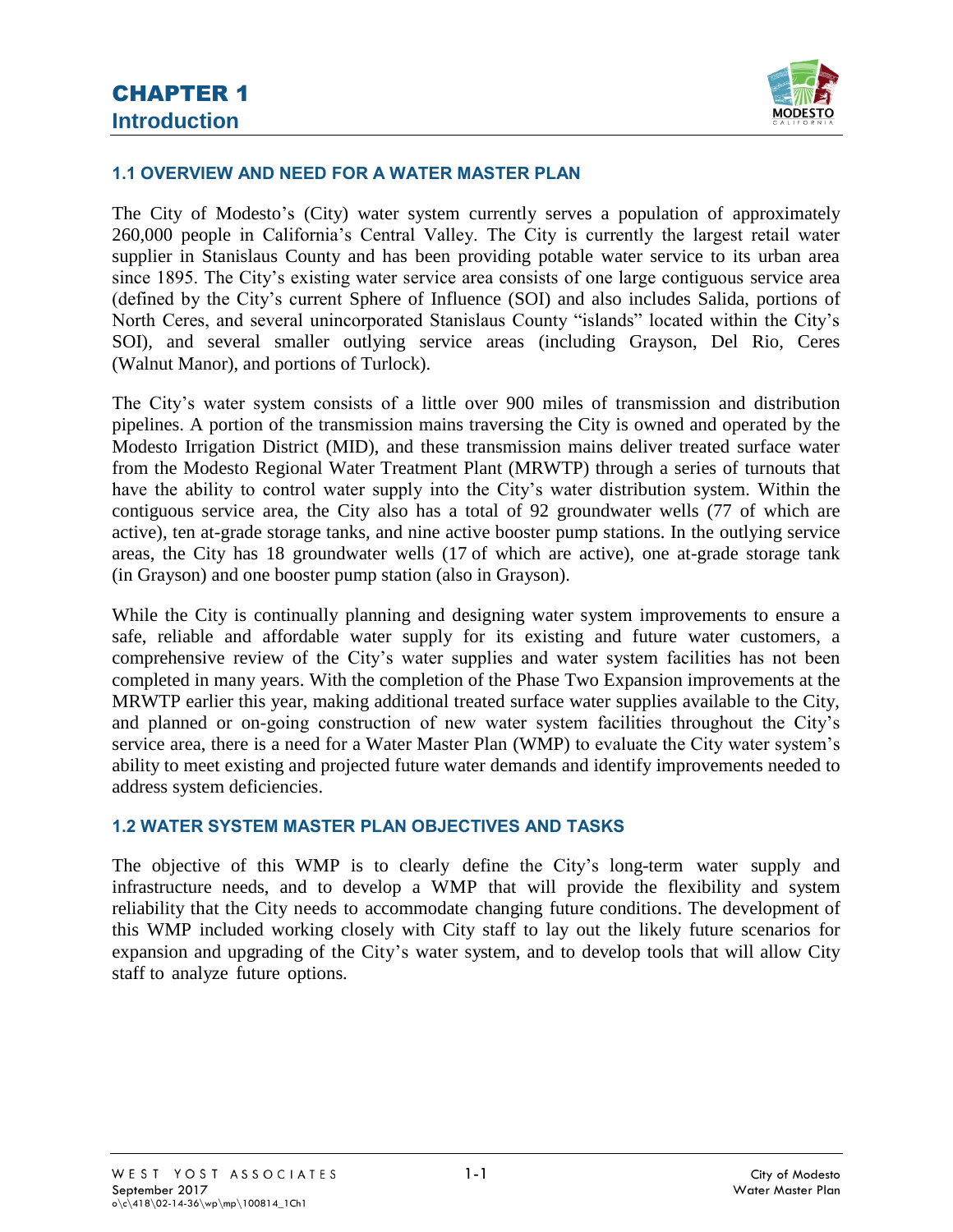# CHAPTER 1
## Introduction

### 1.1 OVERVIEW AND NEED FOR A WATER MASTER PLAN

The City of Modesto's (City) water system currently serves a population of approximately 260,000 people in California's Central Valley. The City is currently the largest retail water supplier in Stanislaus County and has been providing potable water service to its urban area since 1895. The City's existing water service area consists of one large contiguous service area (defined by the City's current Sphere of Influence (SOI) and also includes Salida, portions of North Ceres, and several unincorporated Stanislaus County "islands" located within the City's SOI), and several smaller outlying service areas (including Grayson, Del Rio, Ceres (Walnut Manor), and portions of Turlock).

The City's water system consists of a little over 900 miles of transmission and distribution pipelines. A portion of the transmission mains traversing the City is owned and operated by the Modesto Irrigation District (MID), and these transmission mains deliver treated surface water from the Modesto Regional Water Treatment Plant (MRWTP) through a series of turnouts that have the ability to control water supply into the City's water distribution system. Within the contiguous service area, the City also has a total of 92 groundwater wells (77 of which are active), ten at-grade storage tanks, and nine active booster pump stations. In the outlying service areas, the City has 18 groundwater wells (17 of which are active), one at-grade storage tank (in Grayson) and one booster pump station (also in Grayson).

While the City is continually planning and designing water system improvements to ensure a safe, reliable and affordable water supply for its existing and future water customers, a comprehensive review of the City's water supplies and water system facilities has not been completed in many years. With the completion of the Phase Two Expansion improvements at the MRWTP earlier this year, making additional treated surface water supplies available to the City, and planned or on-going construction of new water system facilities throughout the City's service area, there is a need for a Water Master Plan (WMP) to evaluate the City water system's ability to meet existing and projected future water demands and identify improvements needed to address system deficiencies.

### 1.2 WATER SYSTEM MASTER PLAN OBJECTIVES AND TASKS

The objective of this WMP is to clearly define the City's long-term water supply and infrastructure needs, and to develop a WMP that will provide the flexibility and system reliability that the City needs to accommodate changing future conditions. The development of this WMP included working closely with City staff to lay out the likely future scenarios for expansion and upgrading of the City's water system, and to develop tools that will allow City staff to analyze future options.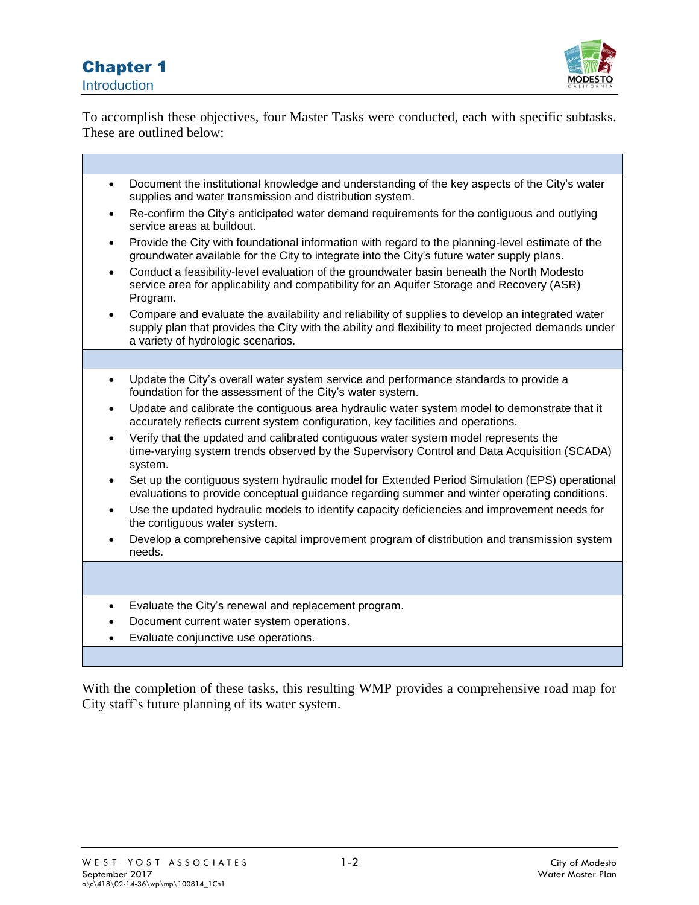To accomplish these objectives, four Master Tasks were conducted, each with specific subtasks. These are outlined below:

- Document the institutional knowledge and understanding of the key aspects of the City's water supplies and water transmission and distribution system.
- Re-confirm the City's anticipated water demand requirements for the contiguous and outlying service areas at buildout.
- Provide the City with foundational information with regard to the planning-level estimate of the groundwater available for the City to integrate into the City's future water supply plans.
- Conduct a feasibility-level evaluation of the groundwater basin beneath the North Modesto service area for applicability and compatibility for an Aquifer Storage and Recovery (ASR) Program.
- Compare and evaluate the availability and reliability of supplies to develop an integrated water supply plan that provides the City with the ability and flexibility to meet projected demands under a variety of hydrologic scenarios.

- Update the City's overall water system service and performance standards to provide a foundation for the assessment of the City's water system.
- Update and calibrate the contiguous area hydraulic water system model to demonstrate that it accurately reflects current system configuration, key facilities and operations.
- Verify that the updated and calibrated contiguous water system model represents the time-varying system trends observed by the Supervisory Control and Data Acquisition (SCADA) system.
- Set up the contiguous system hydraulic model for Extended Period Simulation (EPS) operational evaluations to provide conceptual guidance regarding summer and winter operating conditions.
- Use the updated hydraulic models to identify capacity deficiencies and improvement needs for the contiguous water system.
- Develop a comprehensive capital improvement program of distribution and transmission system needs.

- Evaluate the City's renewal and replacement program.
- Document current water system operations.
- Evaluate conjunctive use operations.

With the completion of these tasks, this resulting WMP provides a comprehensive road map for City staff's future planning of its water system.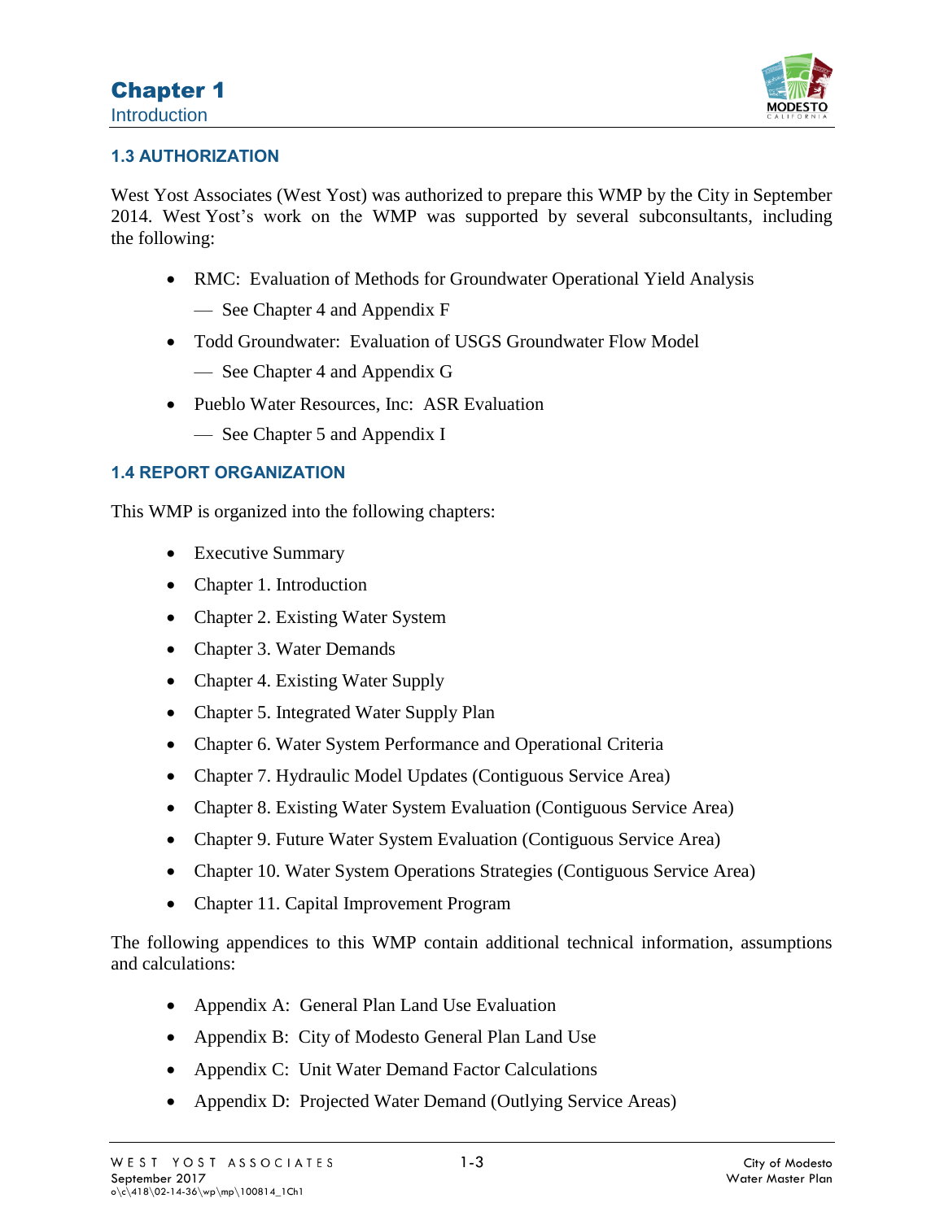### 1.3 AUTHORIZATION

West Yost Associates (West Yost) was authorized to prepare this WMP by the City in September 2014. West Yost's work on the WMP was supported by several subconsultants, including the following:

- RMC: Evaluation of Methods for Groundwater Operational Yield Analysis
  - See Chapter 4 and Appendix F
- Todd Groundwater: Evaluation of USGS Groundwater Flow Model
  - See Chapter 4 and Appendix G
- Pueblo Water Resources, Inc: ASR Evaluation
  - See Chapter 5 and Appendix I

### 1.4 REPORT ORGANIZATION

This WMP is organized into the following chapters:

- Executive Summary
- Chapter 1. Introduction
- Chapter 2. Existing Water System
- Chapter 3. Water Demands
- Chapter 4. Existing Water Supply
- Chapter 5. Integrated Water Supply Plan
- Chapter 6. Water System Performance and Operational Criteria
- Chapter 7. Hydraulic Model Updates (Contiguous Service Area)
- Chapter 8. Existing Water System Evaluation (Contiguous Service Area)
- Chapter 9. Future Water System Evaluation (Contiguous Service Area)
- Chapter 10. Water System Operations Strategies (Contiguous Service Area)
- Chapter 11. Capital Improvement Program

The following appendices to this WMP contain additional technical information, assumptions and calculations:

- Appendix A: General Plan Land Use Evaluation
- Appendix B: City of Modesto General Plan Land Use
- Appendix C: Unit Water Demand Factor Calculations
- Appendix D: Projected Water Demand (Outlying Service Areas)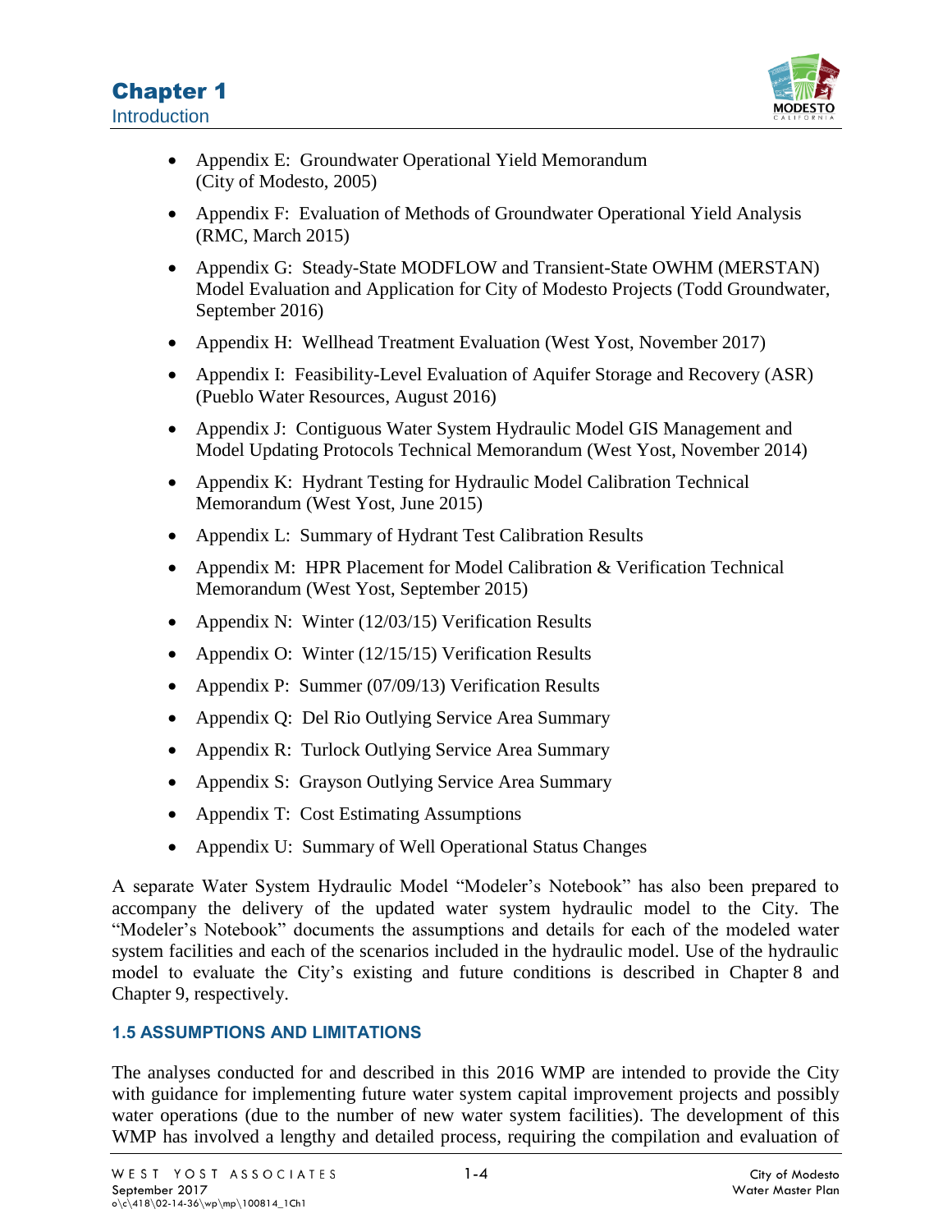- Appendix E: Groundwater Operational Yield Memorandum (City of Modesto, 2005)
- Appendix F: Evaluation of Methods of Groundwater Operational Yield Analysis (RMC, March 2015)
- Appendix G: Steady-State MODFLOW and Transient-State OWHM (MERSTAN) Model Evaluation and Application for City of Modesto Projects (Todd Groundwater, September 2016)
- Appendix H: Wellhead Treatment Evaluation (West Yost, November 2017)
- Appendix I: Feasibility-Level Evaluation of Aquifer Storage and Recovery (ASR) (Pueblo Water Resources, August 2016)
- Appendix J: Contiguous Water System Hydraulic Model GIS Management and Model Updating Protocols Technical Memorandum (West Yost, November 2014)
- Appendix K: Hydrant Testing for Hydraulic Model Calibration Technical Memorandum (West Yost, June 2015)
- Appendix L: Summary of Hydrant Test Calibration Results
- Appendix M: HPR Placement for Model Calibration & Verification Technical Memorandum (West Yost, September 2015)
- Appendix N: Winter (12/03/15) Verification Results
- Appendix O: Winter (12/15/15) Verification Results
- Appendix P: Summer (07/09/13) Verification Results
- Appendix Q: Del Rio Outlying Service Area Summary
- Appendix R: Turlock Outlying Service Area Summary
- Appendix S: Grayson Outlying Service Area Summary
- Appendix T: Cost Estimating Assumptions
- Appendix U: Summary of Well Operational Status Changes

A separate Water System Hydraulic Model "Modeler's Notebook" has also been prepared to accompany the delivery of the updated water system hydraulic model to the City. The "Modeler's Notebook" documents the assumptions and details for each of the modeled water system facilities and each of the scenarios included in the hydraulic model. Use of the hydraulic model to evaluate the City's existing and future conditions is described in Chapter 8 and Chapter 9, respectively.

### 1.5 ASSUMPTIONS AND LIMITATIONS

The analyses conducted for and described in this 2016 WMP are intended to provide the City with guidance for implementing future water system capital improvement projects and possibly water operations (due to the number of new water system facilities). The development of this WMP has involved a lengthy and detailed process, requiring the compilation and evaluation of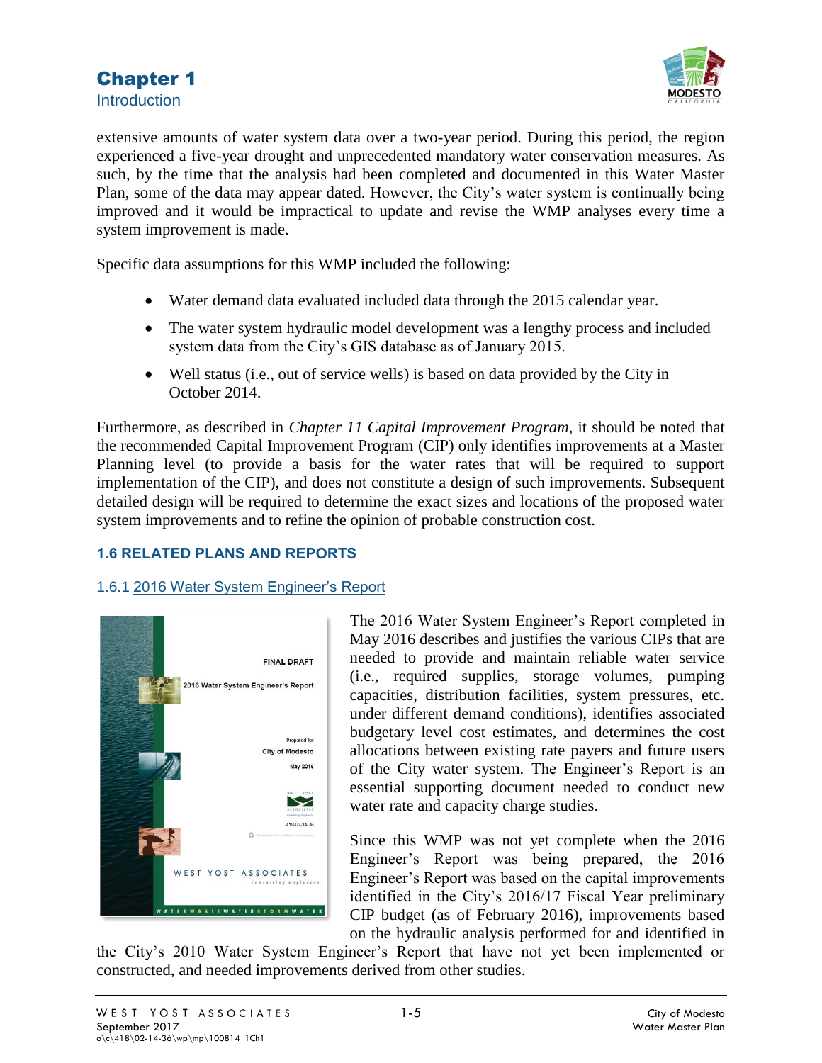extensive amounts of water system data over a two-year period. During this period, the region experienced a five-year drought and unprecedented mandatory water conservation measures. As such, by the time that the analysis had been completed and documented in this Water Master Plan, some of the data may appear dated. However, the City's water system is continually being improved and it would be impractical to update and revise the WMP analyses every time a system improvement is made.

Specific data assumptions for this WMP included the following:

- Water demand data evaluated included data through the 2015 calendar year.
- The water system hydraulic model development was a lengthy process and included system data from the City's GIS database as of January 2015.
- Well status (i.e., out of service wells) is based on data provided by the City in October 2014.

Furthermore, as described in *Chapter 11 Capital Improvement Program*, it should be noted that the recommended Capital Improvement Program (CIP) only identifies improvements at a Master Planning level (to provide a basis for the water rates that will be required to support implementation of the CIP), and does not constitute a design of such improvements. Subsequent detailed design will be required to determine the exact sizes and locations of the proposed water system improvements and to refine the opinion of probable construction cost.

## 1.6 RELATED PLANS AND REPORTS

### 1.6.1 2016 Water System Engineer's Report

The 2016 Water System Engineer's Report completed in May 2016 describes and justifies the various CIPs that are needed to provide and maintain reliable water service (i.e., required supplies, storage volumes, pumping capacities, distribution facilities, system pressures, etc. under different demand conditions), identifies associated budgetary level cost estimates, and determines the cost allocations between existing rate payers and future users of the City water system. The Engineer's Report is an essential supporting document needed to conduct new water rate and capacity charge studies.

Since this WMP was not yet complete when the 2016 Engineer's Report was being prepared, the 2016 Engineer's Report was based on the capital improvements identified in the City's 2016/17 Fiscal Year preliminary CIP budget (as of February 2016), improvements based on the hydraulic analysis performed for and identified in the City's 2010 Water System Engineer's Report that have not yet been implemented or constructed, and needed improvements derived from other studies.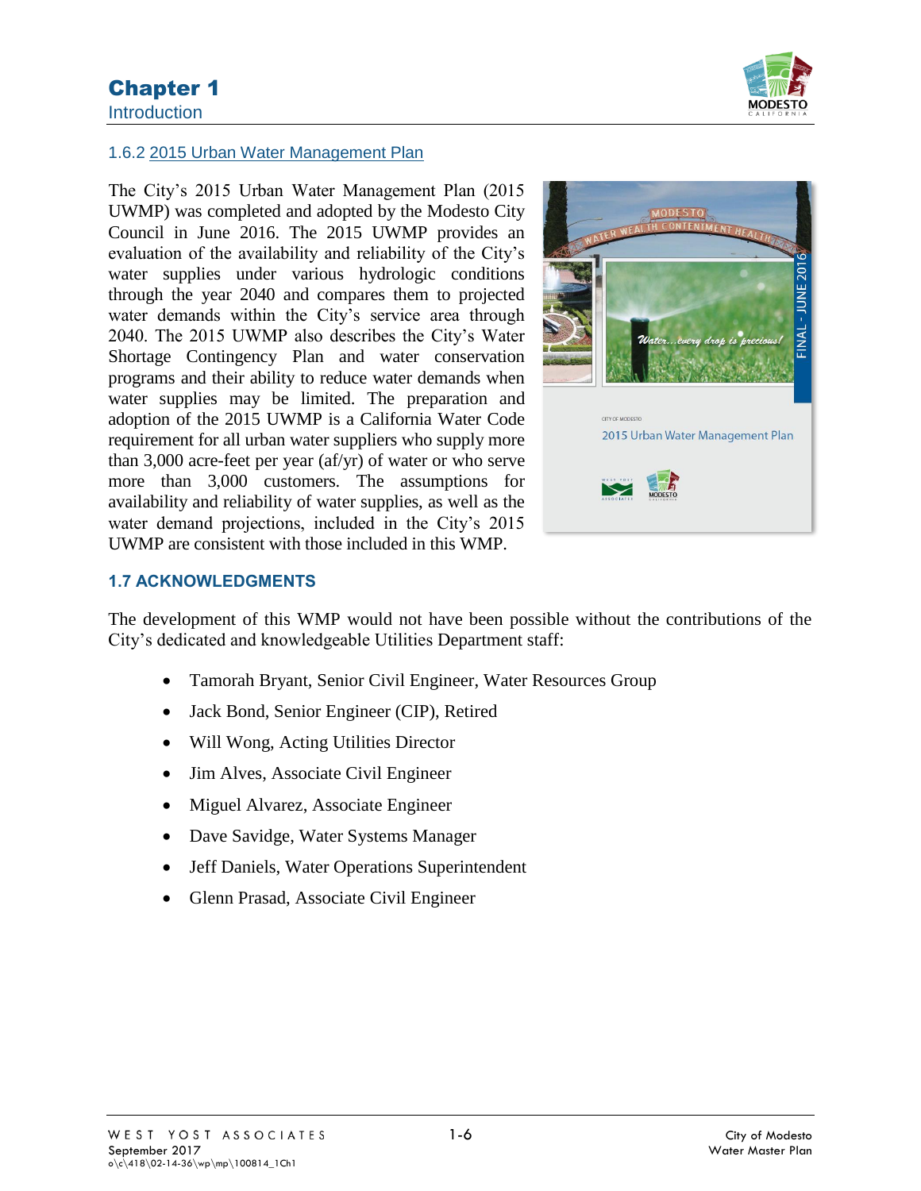### 1.6.2 2015 Urban Water Management Plan

The City's 2015 Urban Water Management Plan (2015 UWMP) was completed and adopted by the Modesto City Council in June 2016. The 2015 UWMP provides an evaluation of the availability and reliability of the City's water supplies under various hydrologic conditions through the year 2040 and compares them to projected water demands within the City's service area through 2040. The 2015 UWMP also describes the City's Water Shortage Contingency Plan and water conservation programs and their ability to reduce water demands when water supplies may be limited. The preparation and adoption of the 2015 UWMP is a California Water Code requirement for all urban water suppliers who supply more than 3,000 acre-feet per year (af/yr) of water or who serve more than 3,000 customers. The assumptions for availability and reliability of water supplies, as well as the water demand projections, included in the City's 2015 UWMP are consistent with those included in this WMP.

## 1.7 ACKNOWLEDGMENTS

The development of this WMP would not have been possible without the contributions of the City's dedicated and knowledgeable Utilities Department staff:

- Tamorah Bryant, Senior Civil Engineer, Water Resources Group
- Jack Bond, Senior Engineer (CIP), Retired
- Will Wong, Acting Utilities Director
- Jim Alves, Associate Civil Engineer
- Miguel Alvarez, Associate Engineer
- Dave Savidge, Water Systems Manager
- Jeff Daniels, Water Operations Superintendent
- Glenn Prasad, Associate Civil Engineer